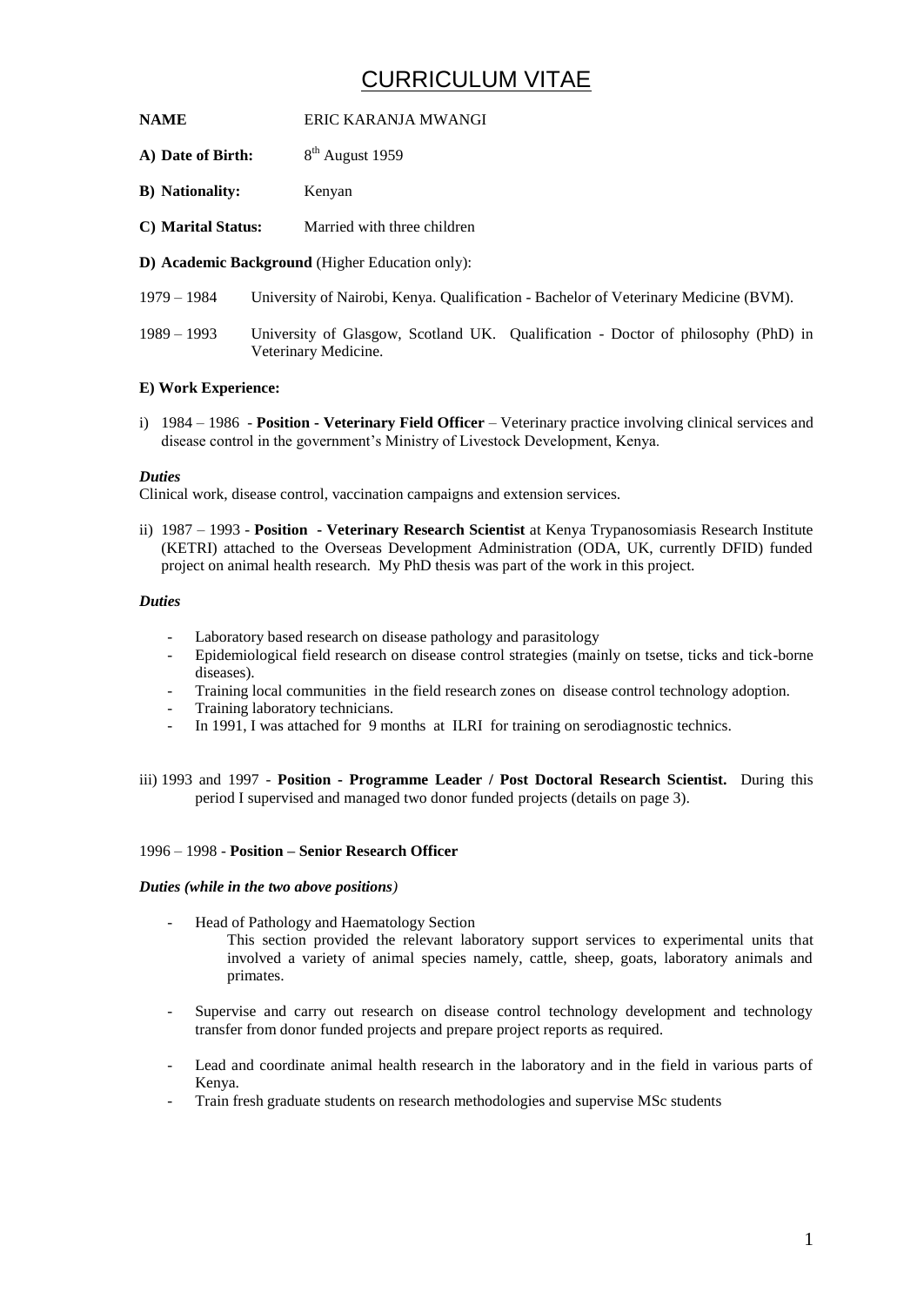# CURRICULUM VITAE

**NAME** ERIC KARANJA MWANGI

**A) Date of Birth:** 8th August 1959

**B) Nationality:** Kenyan

**C) Marital Status:** Married with three children

**D) Academic Background** (Higher Education only):

1979 – 1984 University of Nairobi, Kenya. Qualification - Bachelor of Veterinary Medicine (BVM).

1989 – 1993 University of Glasgow, Scotland UK. Qualification - Doctor of philosophy (PhD) in Veterinary Medicine.

**E) Work Experience:**

i) 1984 – 1986 - **Position - Veterinary Field Officer** – Veterinary practice involving clinical services and disease control in the government's Ministry of Livestock Development, Kenya.

***Duties***

Clinical work, disease control, vaccination campaigns and extension services.

ii) 1987 – 1993 - **Position - Veterinary Research Scientist** at Kenya Trypanosomiasis Research Institute (KETRI) attached to the Overseas Development Administration (ODA, UK, currently DFID) funded project on animal health research. My PhD thesis was part of the work in this project.

***Duties***

- Laboratory based research on disease pathology and parasitology
- Epidemiological field research on disease control strategies (mainly on tsetse, ticks and tick-borne diseases).
- Training local communities in the field research zones on disease control technology adoption.
- Training laboratory technicians.
- In 1991, I was attached for 9 months at ILRI for training on serodiagnostic technics.

iii) 1993 and 1997 - **Position - Programme Leader / Post Doctoral Research Scientist.** During this period I supervised and managed two donor funded projects (details on page 3).

1996 – 1998 - **Position – Senior Research Officer**

***Duties (while in the two above positions)***

- Head of Pathology and Haematology Section

  This section provided the relevant laboratory support services to experimental units that involved a variety of animal species namely, cattle, sheep, goats, laboratory animals and primates.

- Supervise and carry out research on disease control technology development and technology transfer from donor funded projects and prepare project reports as required.

- Lead and coordinate animal health research in the laboratory and in the field in various parts of Kenya.
- Train fresh graduate students on research methodologies and supervise MSc students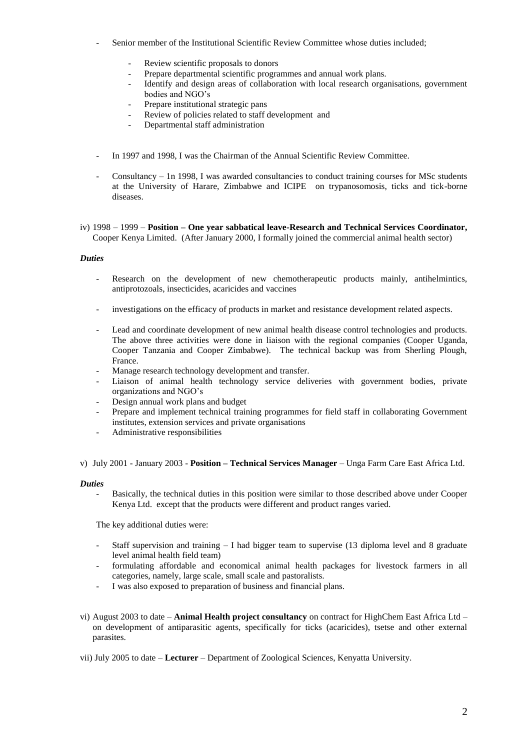- Senior member of the Institutional Scientific Review Committee whose duties included;

    - Review scientific proposals to donors
    - Prepare departmental scientific programmes and annual work plans.
    - Identify and design areas of collaboration with local research organisations, government bodies and NGO's
    - Prepare institutional strategic pans
    - Review of policies related to staff development and
    - Departmental staff administration

- In 1997 and 1998, I was the Chairman of the Annual Scientific Review Committee.

- Consultancy – 1n 1998, I was awarded consultancies to conduct training courses for MSc students at the University of Harare, Zimbabwe and ICIPE on trypanosomosis, ticks and tick-borne diseases.

iv) 1998 – 1999 – **Position – One year sabbatical leave-Research and Technical Services Coordinator,** Cooper Kenya Limited. (After January 2000, I formally joined the commercial animal health sector)

***Duties***

- Research on the development of new chemotherapeutic products mainly, antihelmintics, antiprotozoals, insecticides, acaricides and vaccines

- investigations on the efficacy of products in market and resistance development related aspects.

- Lead and coordinate development of new animal health disease control technologies and products. The above three activities were done in liaison with the regional companies (Cooper Uganda, Cooper Tanzania and Cooper Zimbabwe). The technical backup was from Sherling Plough, France.
- Manage research technology development and transfer.
- Liaison of animal health technology service deliveries with government bodies, private organizations and NGO's
- Design annual work plans and budget
- Prepare and implement technical training programmes for field staff in collaborating Government institutes, extension services and private organisations
- Administrative responsibilities

v) July 2001 - January 2003 - **Position – Technical Services Manager** – Unga Farm Care East Africa Ltd.

***Duties***

- Basically, the technical duties in this position were similar to those described above under Cooper Kenya Ltd. except that the products were different and product ranges varied.

The key additional duties were:

- Staff supervision and training – I had bigger team to supervise (13 diploma level and 8 graduate level animal health field team)
- formulating affordable and economical animal health packages for livestock farmers in all categories, namely, large scale, small scale and pastoralists.
- I was also exposed to preparation of business and financial plans.

vi) August 2003 to date – **Animal Health project consultancy** on contract for HighChem East Africa Ltd – on development of antiparasitic agents, specifically for ticks (acaricides), tsetse and other external parasites.

vii) July 2005 to date – **Lecturer** – Department of Zoological Sciences, Kenyatta University.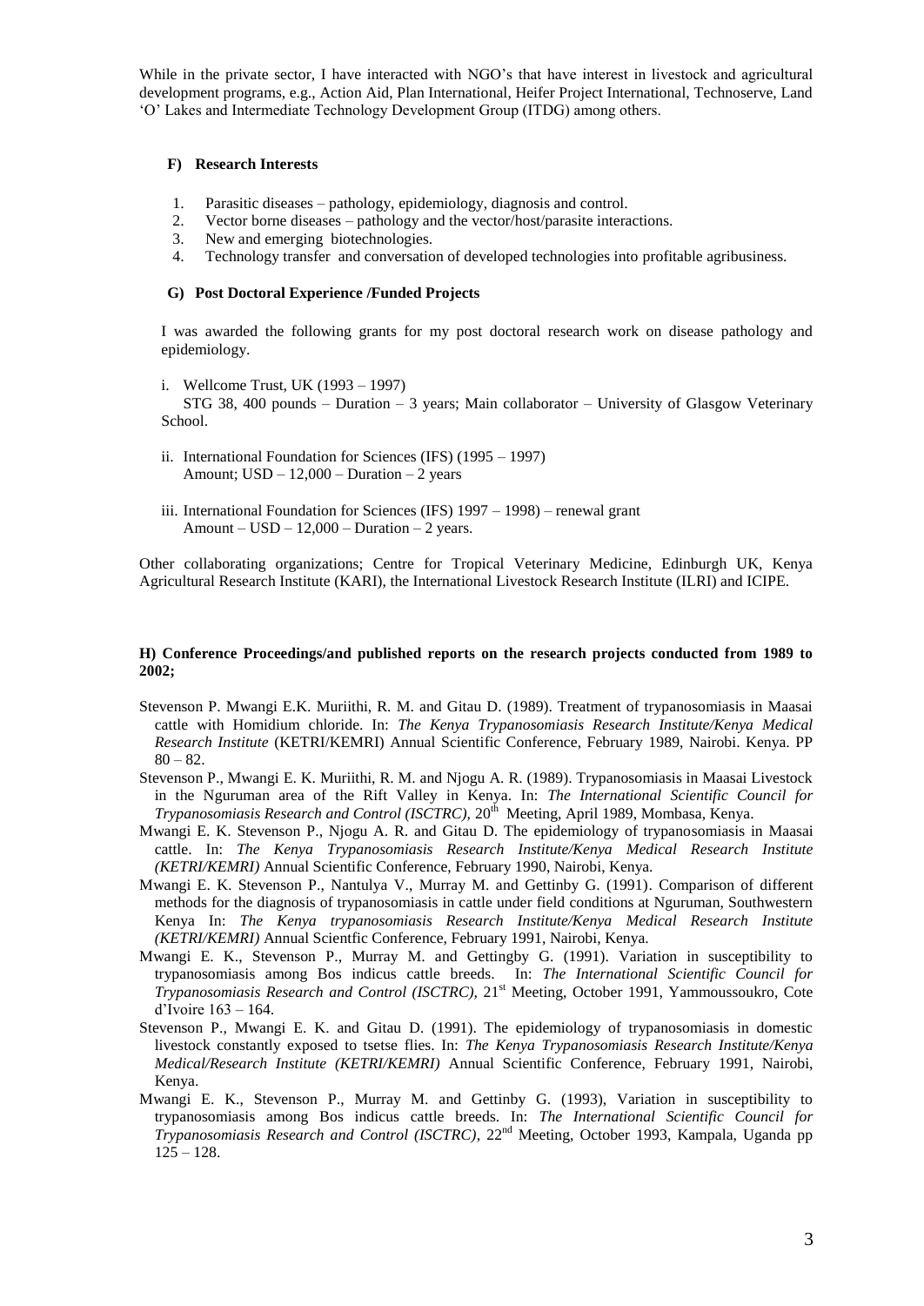While in the private sector, I have interacted with NGO's that have interest in livestock and agricultural development programs, e.g., Action Aid, Plan International, Heifer Project International, Technoserve, Land 'O' Lakes and Intermediate Technology Development Group (ITDG) among others.

### F) Research Interests

1. Parasitic diseases – pathology, epidemiology, diagnosis and control.
2. Vector borne diseases – pathology and the vector/host/parasite interactions.
3. New and emerging biotechnologies.
4. Technology transfer and conversation of developed technologies into profitable agribusiness.

### G) Post Doctoral Experience /Funded Projects

I was awarded the following grants for my post doctoral research work on disease pathology and epidemiology.

i. Wellcome Trust, UK (1993 – 1997)
   STG 38, 400 pounds – Duration – 3 years; Main collaborator – University of Glasgow Veterinary School.

ii. International Foundation for Sciences (IFS) (1995 – 1997)
   Amount; USD – 12,000 – Duration – 2 years

iii. International Foundation for Sciences (IFS) 1997 – 1998) – renewal grant
   Amount – USD – 12,000 – Duration – 2 years.

Other collaborating organizations; Centre for Tropical Veterinary Medicine, Edinburgh UK, Kenya Agricultural Research Institute (KARI), the International Livestock Research Institute (ILRI) and ICIPE.

### H) Conference Proceedings/and published reports on the research projects conducted from 1989 to 2002;

Stevenson P. Mwangi E.K. Muriithi, R. M. and Gitau D. (1989). Treatment of trypanosomiasis in Maasai cattle with Homidium chloride. In: *The Kenya Trypanosomiasis Research Institute/Kenya Medical Research Institute* (KETRI/KEMRI) Annual Scientific Conference, February 1989, Nairobi. Kenya. PP 80 – 82.

Stevenson P., Mwangi E. K. Muriithi, R. M. and Njogu A. R. (1989). Trypanosomiasis in Maasai Livestock in the Nguruman area of the Rift Valley in Kenya. In: *The International Scientific Council for Trypanosomiasis Research and Control (ISCTRC),* 20th Meeting, April 1989, Mombasa, Kenya.

Mwangi E. K. Stevenson P., Njogu A. R. and Gitau D. The epidemiology of trypanosomiasis in Maasai cattle. In: *The Kenya Trypanosomiasis Research Institute/Kenya Medical Research Institute (KETRI/KEMRI)* Annual Scientific Conference, February 1990, Nairobi, Kenya.

Mwangi E. K. Stevenson P., Nantulya V., Murray M. and Gettinby G. (1991). Comparison of different methods for the diagnosis of trypanosomiasis in cattle under field conditions at Nguruman, Southwestern Kenya In: *The Kenya trypanosomiasis Research Institute/Kenya Medical Research Institute (KETRI/KEMRI)* Annual Scientfic Conference, February 1991, Nairobi, Kenya.

Mwangi E. K., Stevenson P., Murray M. and Gettingby G. (1991). Variation in susceptibility to trypanosomiasis among Bos indicus cattle breeds. In: *The International Scientific Council for Trypanosomiasis Research and Control (ISCTRC),* 21st Meeting, October 1991, Yammoussoukro, Cote d'Ivoire 163 – 164.

Stevenson P., Mwangi E. K. and Gitau D. (1991). The epidemiology of trypanosomiasis in domestic livestock constantly exposed to tsetse flies. In: *The Kenya Trypanosomiasis Research Institute/Kenya Medical/Research Institute (KETRI/KEMRI)* Annual Scientific Conference, February 1991, Nairobi, Kenya.

Mwangi E. K., Stevenson P., Murray M. and Gettinby G. (1993), Variation in susceptibility to trypanosomiasis among Bos indicus cattle breeds. In: *The International Scientific Council for Trypanosomiasis Research and Control (ISCTRC),* 22nd Meeting, October 1993, Kampala, Uganda pp 125 – 128.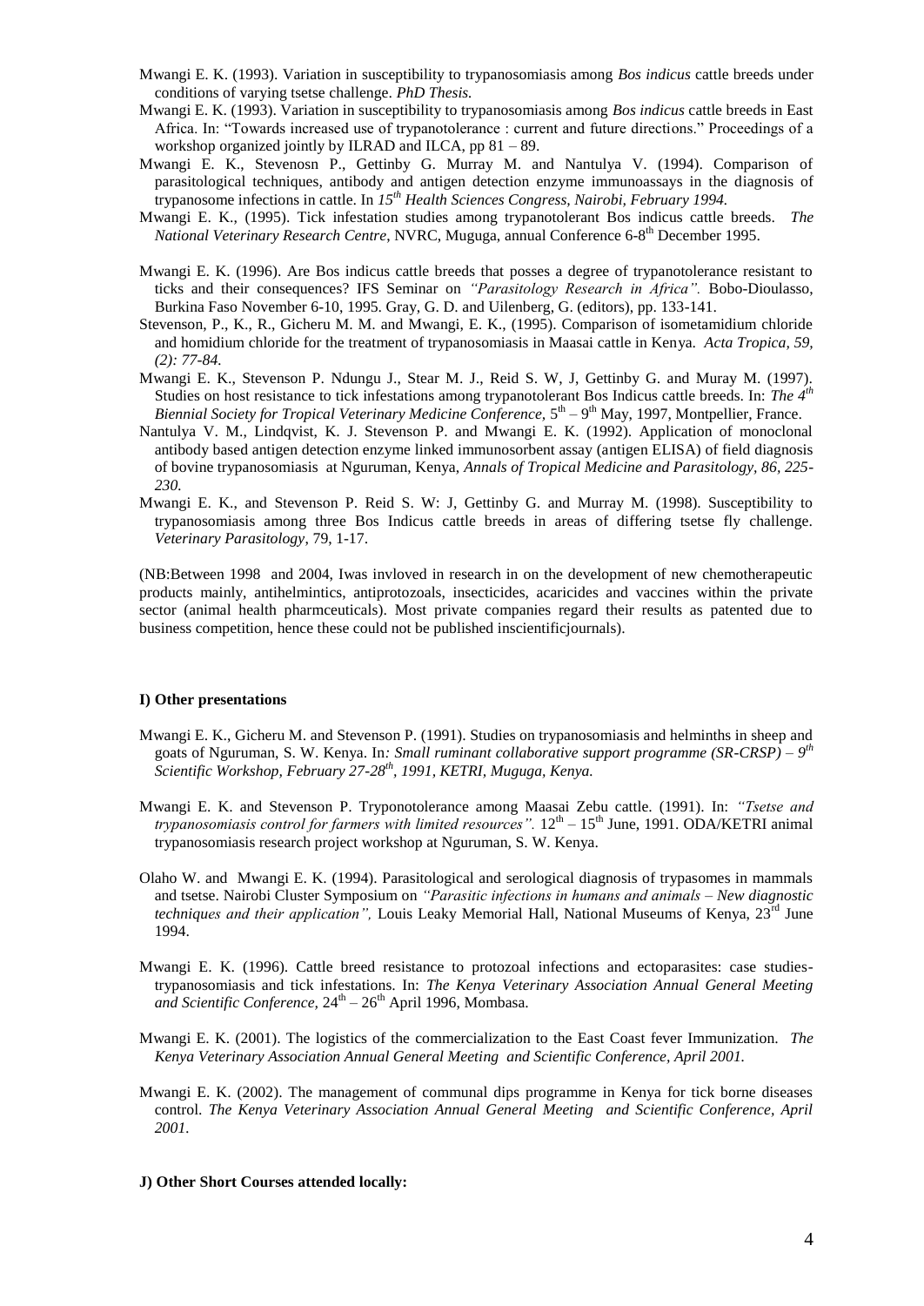Mwangi E. K. (1993). Variation in susceptibility to trypanosomiasis among *Bos indicus* cattle breeds under conditions of varying tsetse challenge. *PhD Thesis.*

Mwangi E. K. (1993). Variation in susceptibility to trypanosomiasis among *Bos indicus* cattle breeds in East Africa. In: "Towards increased use of trypanotolerance : current and future directions." Proceedings of a workshop organized jointly by ILRAD and ILCA, pp 81 – 89.

Mwangi E. K., Stevenosn P., Gettinby G. Murray M. and Nantulya V. (1994). Comparison of parasitological techniques, antibody and antigen detection enzyme immunoassays in the diagnosis of trypanosome infections in cattle. In *15th Health Sciences Congress, Nairobi, February 1994.*

Mwangi E. K., (1995). Tick infestation studies among trypanotolerant Bos indicus cattle breeds. *The National Veterinary Research Centre*, NVRC, Muguga, annual Conference 6-8th December 1995.

Mwangi E. K. (1996). Are Bos indicus cattle breeds that posses a degree of trypanotolerance resistant to ticks and their consequences? IFS Seminar on *"Parasitology Research in Africa".* Bobo-Dioulasso, Burkina Faso November 6-10, 1995. Gray, G. D. and Uilenberg, G. (editors), pp. 133-141.

Stevenson, P., K., R., Gicheru M. M. and Mwangi, E. K., (1995). Comparison of isometamidium chloride and homidium chloride for the treatment of trypanosomiasis in Maasai cattle in Kenya. *Acta Tropica, 59, (2): 77-84.*

Mwangi E. K., Stevenson P. Ndungu J., Stear M. J., Reid S. W, J, Gettinby G. and Muray M. (1997). Studies on host resistance to tick infestations among trypanotolerant Bos Indicus cattle breeds. In: *The 4th Biennial Society for Tropical Veterinary Medicine Conference*, 5th – 9th May, 1997, Montpellier, France.

Nantulya V. M., Lindqvist, K. J. Stevenson P. and Mwangi E. K. (1992). Application of monoclonal antibody based antigen detection enzyme linked immunosorbent assay (antigen ELISA) of field diagnosis of bovine trypanosomiasis at Nguruman, Kenya, *Annals of Tropical Medicine and Parasitology, 86, 225-230.*

Mwangi E. K., and Stevenson P. Reid S. W: J, Gettinby G. and Murray M. (1998). Susceptibility to trypanosomiasis among three Bos Indicus cattle breeds in areas of differing tsetse fly challenge. *Veterinary Parasitology*, 79, 1-17.

(NB:Between 1998 and 2004, Iwas invloved in research in on the development of new chemotherapeutic products mainly, antihelmintics, antiprotozoals, insecticides, acaricides and vaccines within the private sector (animal health pharmceuticals). Most private companies regard their results as patented due to business competition, hence these could not be published inscientificjournals).

#### I) Other presentations

Mwangi E. K., Gicheru M. and Stevenson P. (1991). Studies on trypanosomiasis and helminths in sheep and goats of Nguruman, S. W. Kenya. In*: Small ruminant collaborative support programme (SR-CRSP) – 9th Scientific Workshop, February 27-28th, 1991, KETRI, Muguga, Kenya.*

Mwangi E. K. and Stevenson P. Tryponotolerance among Maasai Zebu cattle. (1991). In: *"Tsetse and trypanosomiasis control for farmers with limited resources".* 12th – 15th June, 1991. ODA/KETRI animal trypanosomiasis research project workshop at Nguruman, S. W. Kenya.

Olaho W. and Mwangi E. K. (1994). Parasitological and serological diagnosis of trypasomes in mammals and tsetse. Nairobi Cluster Symposium on *"Parasitic infections in humans and animals – New diagnostic techniques and their application",* Louis Leaky Memorial Hall, National Museums of Kenya, 23rd June 1994.

Mwangi E. K. (1996). Cattle breed resistance to protozoal infections and ectoparasites: case studies-trypanosomiasis and tick infestations. In: *The Kenya Veterinary Association Annual General Meeting and Scientific Conference,* 24th – 26th April 1996, Mombasa.

Mwangi E. K. (2001). The logistics of the commercialization to the East Coast fever Immunization. *The Kenya Veterinary Association Annual General Meeting and Scientific Conference, April 2001.*

Mwangi E. K. (2002). The management of communal dips programme in Kenya for tick borne diseases control. *The Kenya Veterinary Association Annual General Meeting and Scientific Conference, April 2001.*

#### J) Other Short Courses attended locally: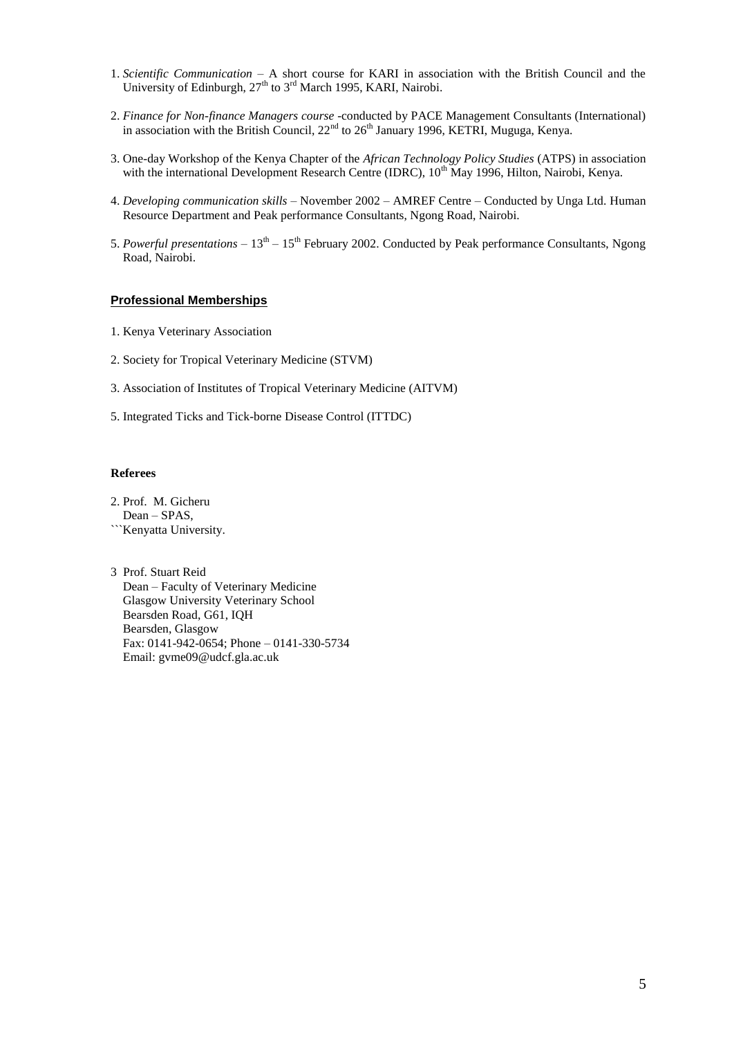1. *Scientific Communication* – A short course for KARI in association with the British Council and the University of Edinburgh, 27th to 3rd March 1995, KARI, Nairobi.

2. *Finance for Non-finance Managers course* -conducted by PACE Management Consultants (International) in association with the British Council, 22nd to 26th January 1996, KETRI, Muguga, Kenya.

3. One-day Workshop of the Kenya Chapter of the *African Technology Policy Studies* (ATPS) in association with the international Development Research Centre (IDRC), 10th May 1996, Hilton, Nairobi, Kenya.

4. *Developing communication skills* – November 2002 – AMREF Centre – Conducted by Unga Ltd. Human Resource Department and Peak performance Consultants, Ngong Road, Nairobi.

5. *Powerful presentations* – 13th – 15th February 2002. Conducted by Peak performance Consultants, Ngong Road, Nairobi.

## Professional Memberships

1. Kenya Veterinary Association

2. Society for Tropical Veterinary Medicine (STVM)

3. Association of Institutes of Tropical Veterinary Medicine (AITVM)

5. Integrated Ticks and Tick-borne Disease Control (ITTDC)

**Referees**

2. Prof. M. Gicheru
   Dean – SPAS,
   ```Kenyatta University.

3 Prof. Stuart Reid
  Dean – Faculty of Veterinary Medicine
  Glasgow University Veterinary School
  Bearsden Road, G61, IQH
  Bearsden, Glasgow
  Fax: 0141-942-0654; Phone – 0141-330-5734
  Email: gvme09@udcf.gla.ac.uk